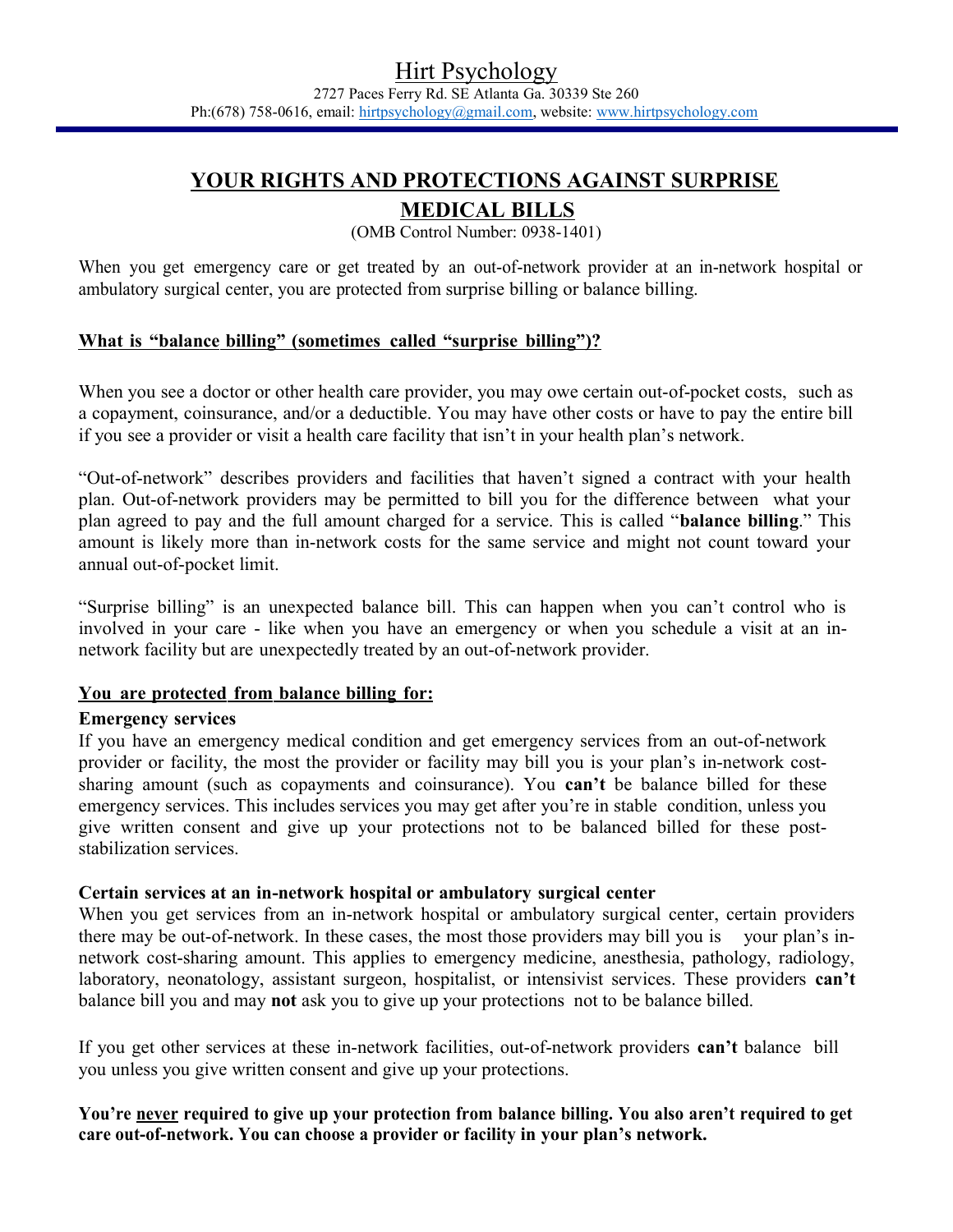# Hirt Psychology

2727 Paces Ferry Rd. SE Atlanta Ga. 30339 Ste 260
Ph:(678) 758-0616, email: hirtpsychology@gmail.com, website: www.hirtpsychology.com

## YOUR RIGHTS AND PROTECTIONS AGAINST SURPRISE MEDICAL BILLS

(OMB Control Number: 0938-1401)

When you get emergency care or get treated by an out-of-network provider at an in-network hospital or ambulatory surgical center, you are protected from surprise billing or balance billing.

### What is "balance billing" (sometimes called "surprise billing")?

When you see a doctor or other health care provider, you may owe certain out-of-pocket costs, such as a copayment, coinsurance, and/or a deductible. You may have other costs or have to pay the entire bill if you see a provider or visit a health care facility that isn't in your health plan's network.

"Out-of-network" describes providers and facilities that haven't signed a contract with your health plan. Out-of-network providers may be permitted to bill you for the difference between what your plan agreed to pay and the full amount charged for a service. This is called "**balance billing**." This amount is likely more than in-network costs for the same service and might not count toward your annual out-of-pocket limit.

"Surprise billing" is an unexpected balance bill. This can happen when you can't control who is involved in your care - like when you have an emergency or when you schedule a visit at an in-network facility but are unexpectedly treated by an out-of-network provider.

### You are protected from balance billing for:

**Emergency services**

If you have an emergency medical condition and get emergency services from an out-of-network provider or facility, the most the provider or facility may bill you is your plan's in-network cost-sharing amount (such as copayments and coinsurance). You **can't** be balance billed for these emergency services. This includes services you may get after you're in stable condition, unless you give written consent and give up your protections not to be balanced billed for these post-stabilization services.

**Certain services at an in-network hospital or ambulatory surgical center**

When you get services from an in-network hospital or ambulatory surgical center, certain providers there may be out-of-network. In these cases, the most those providers may bill you is your plan's in-network cost-sharing amount. This applies to emergency medicine, anesthesia, pathology, radiology, laboratory, neonatology, assistant surgeon, hospitalist, or intensivist services. These providers **can't** balance bill you and may **not** ask you to give up your protections not to be balance billed.

If you get other services at these in-network facilities, out-of-network providers **can't** balance bill you unless you give written consent and give up your protections.

**You're never required to give up your protection from balance billing. You also aren't required to get care out-of-network. You can choose a provider or facility in your plan's network.**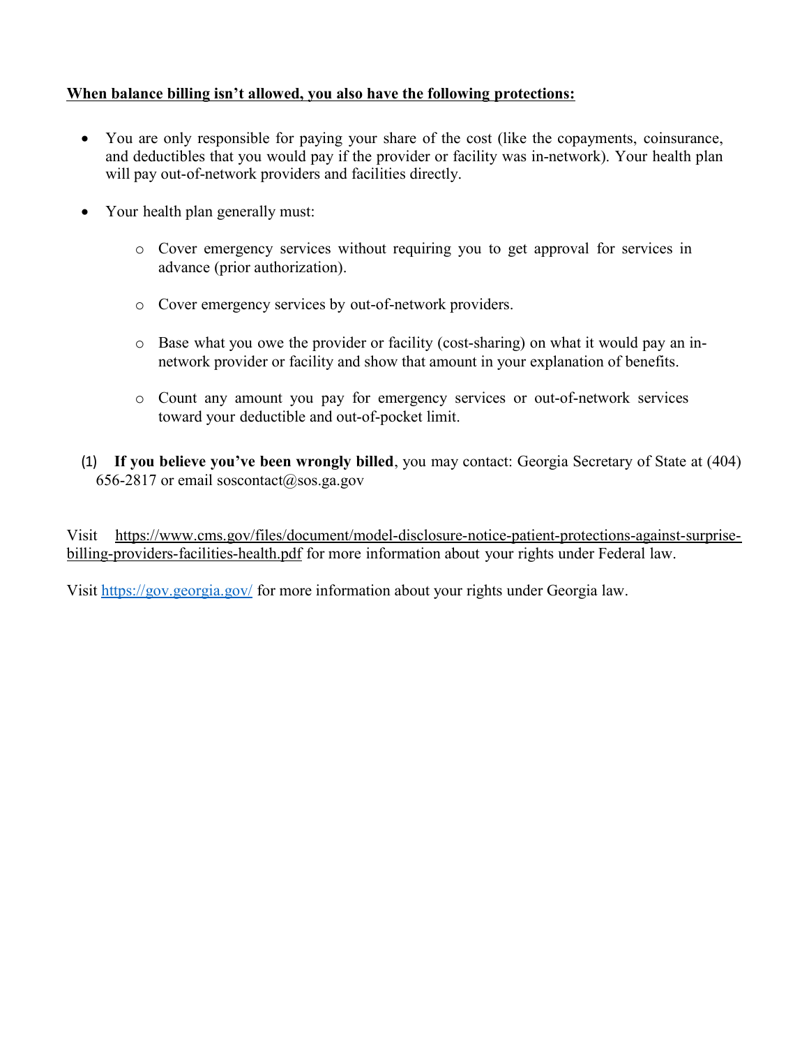**<u>When balance billing isn't allowed, you also have the following protections:</u>**

- You are only responsible for paying your share of the cost (like the copayments, coinsurance, and deductibles that you would pay if the provider or facility was in-network). Your health plan will pay out-of-network providers and facilities directly.

- Your health plan generally must:

  - Cover emergency services without requiring you to get approval for services in advance (prior authorization).

  - Cover emergency services by out-of-network providers.

  - Base what you owe the provider or facility (cost-sharing) on what it would pay an in-network provider or facility and show that amount in your explanation of benefits.

  - Count any amount you pay for emergency services or out-of-network services toward your deductible and out-of-pocket limit.

(1) **If you believe you've been wrongly billed**, you may contact: Georgia Secretary of State at (404) 656-2817 or email soscontact@sos.ga.gov

Visit https://www.cms.gov/files/document/model-disclosure-notice-patient-protections-against-surprise-billing-providers-facilities-health.pdf for more information about your rights under Federal law.

Visit https://gov.georgia.gov/ for more information about your rights under Georgia law.